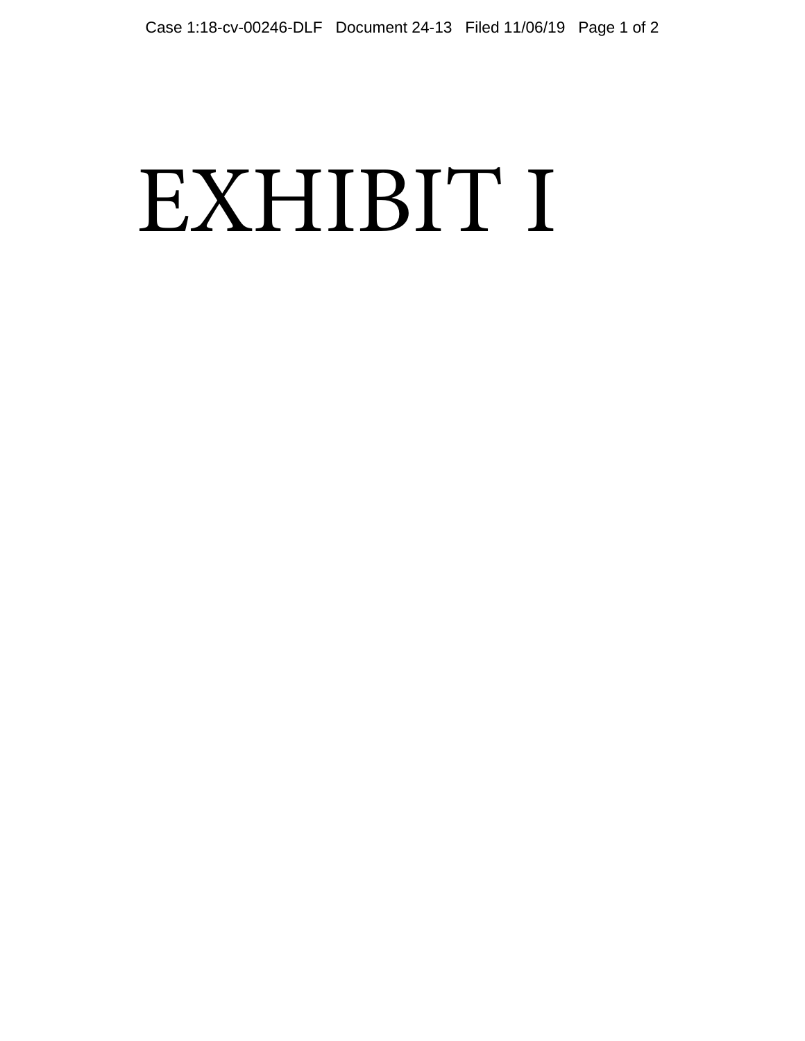# EXHIBIT I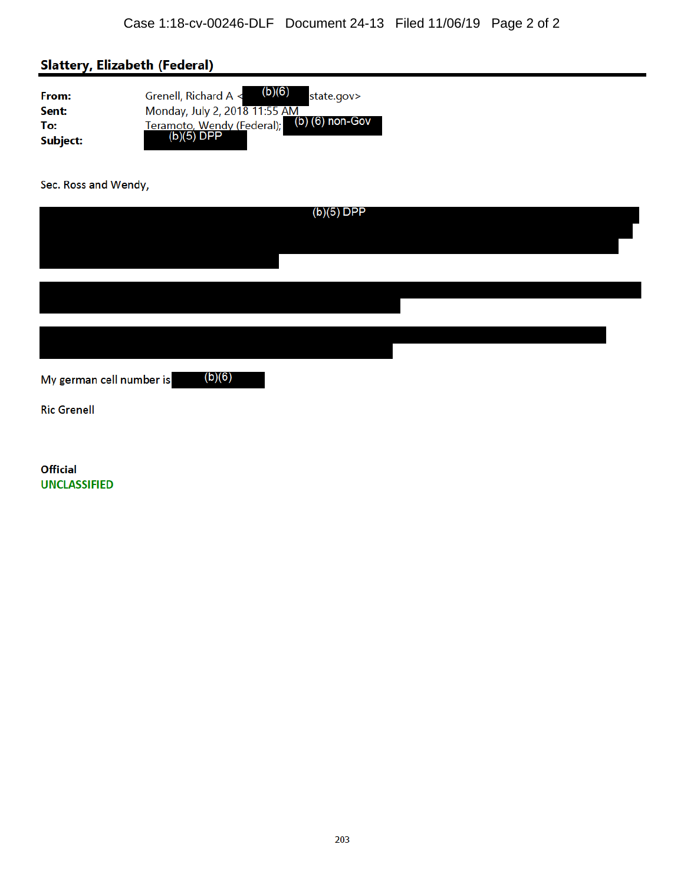**Slattery, Elizabeth (Federal)**

**From:** Grenell, Richard A < (b)(6) state.gov>
**Sent:** Monday, July 2, 2018 11:55 AM
**To:** Teramoto, Wendy (Federal); (b) (6) non-Gov
**Subject:** (b)(5) DPP

Sec. Ross and Wendy,

(b)(5) DPP

My german cell number is (b)(6)

Ric Grenell

**Official**
**UNCLASSIFIED**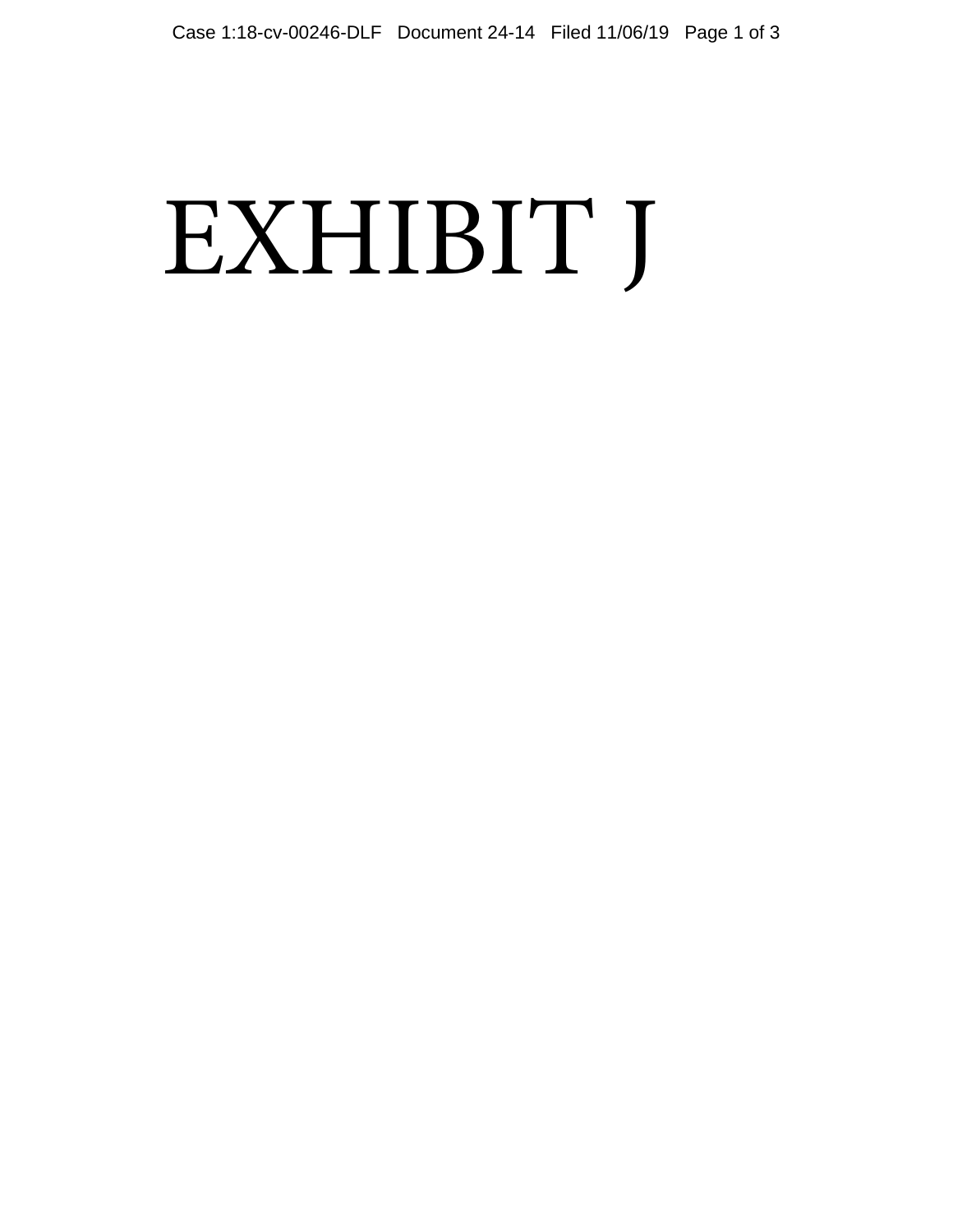# EXHIBIT J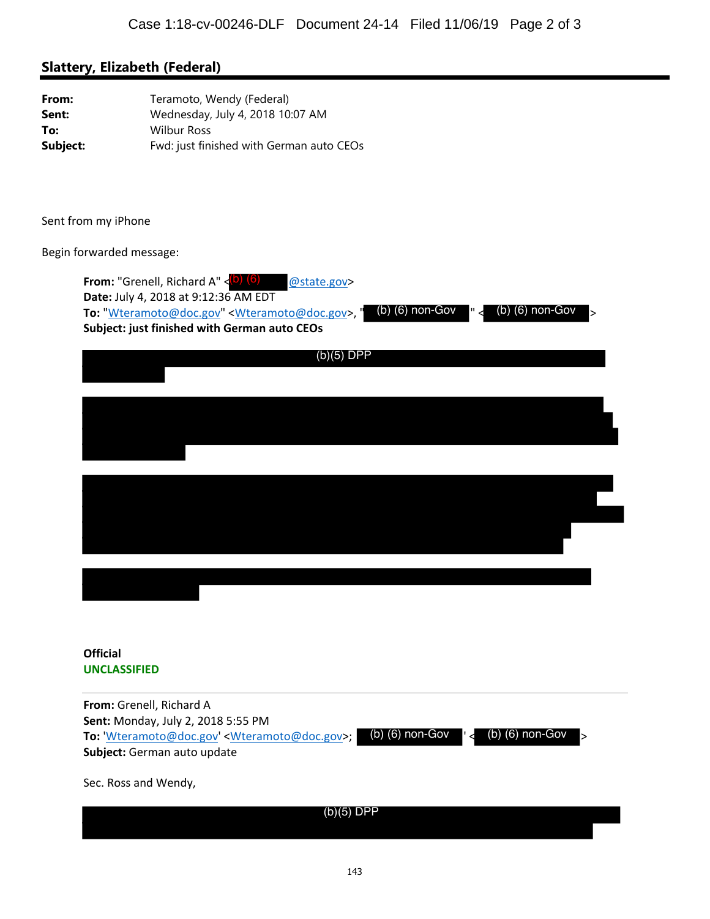**Slattery, Elizabeth (Federal)**

---

| | |
|---|---|
| **From:** | Teramoto, Wendy (Federal) |
| **Sent:** | Wednesday, July 4, 2018 10:07 AM |
| **To:** | Wilbur Ross |
| **Subject:** | Fwd: just finished with German auto CEOs |

Sent from my iPhone

Begin forwarded message:

> **From:** "Grenell, Richard A" <(b) (6) @state.gov>
> **Date:** July 4, 2018 at 9:12:36 AM EDT
> **To:** "Wteramoto@doc.gov" <Wteramoto@doc.gov>, " (b) (6) non-Gov " < (b) (6) non-Gov >
> **Subject: just finished with German auto CEOs**
>
> (b)(5) DPP
>
> **Official**
> **UNCLASSIFIED**
>
> ---
>
> **From:** Grenell, Richard A
> **Sent:** Monday, July 2, 2018 5:55 PM
> **To:** 'Wteramoto@doc.gov' <Wteramoto@doc.gov>; (b) (6) non-Gov ' < (b) (6) non-Gov >
> **Subject:** German auto update
>
> Sec. Ross and Wendy,
>
> (b)(5) DPP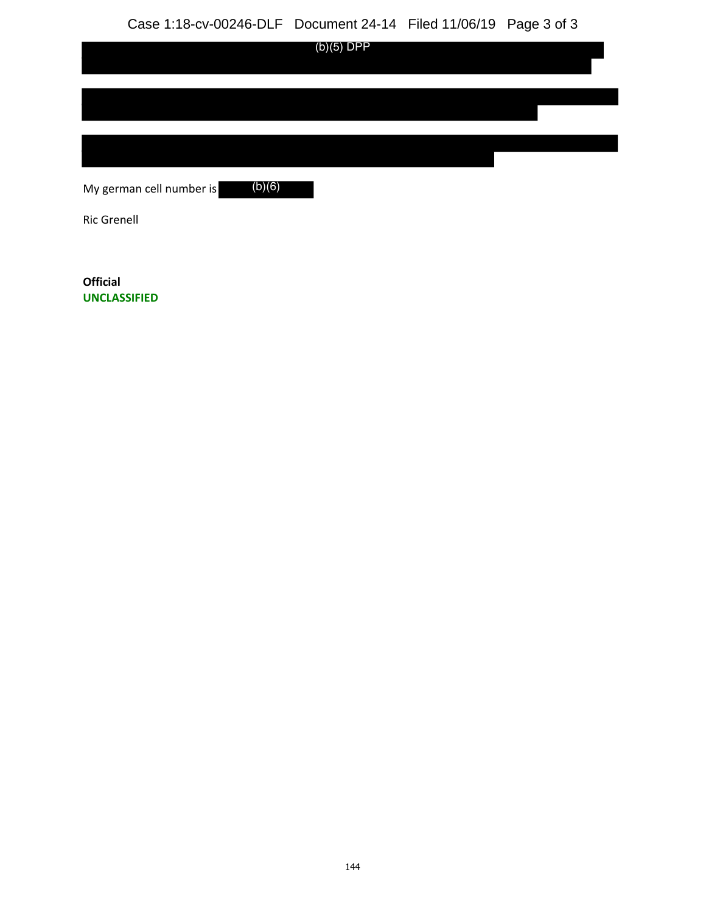(b)(5) DPP

My german cell number is (b)(6)

Ric Grenell

**Official**
**UNCLASSIFIED**